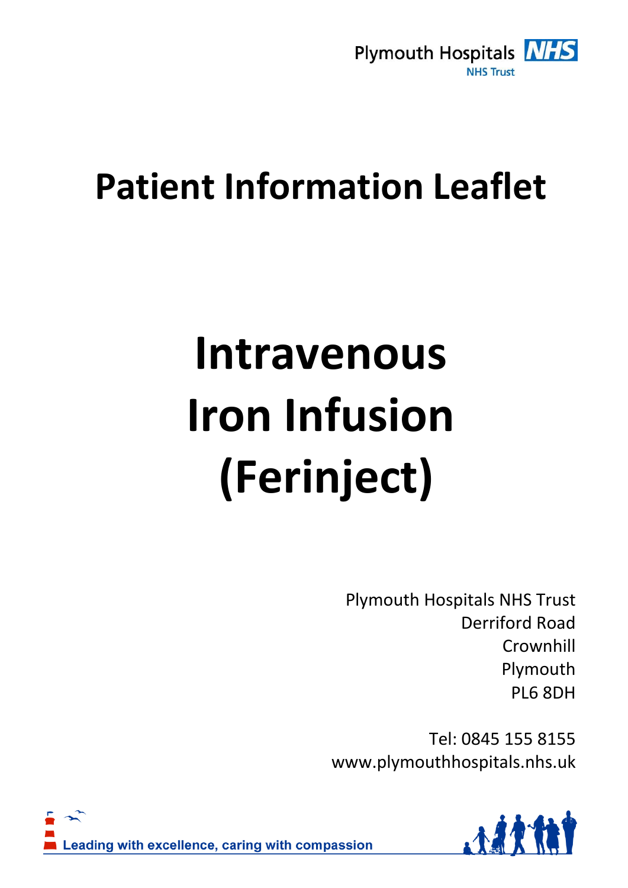Plymouth Hospitals NHS Trust

# Patient Information Leaflet

# Intravenous Iron Infusion (Ferinject)

Plymouth Hospitals NHS Trust
Derriford Road
Crownhill
Plymouth
PL6 8DH

Tel: 0845 155 8155
www.plymouthhospitals.nhs.uk

Leading with excellence, caring with compassion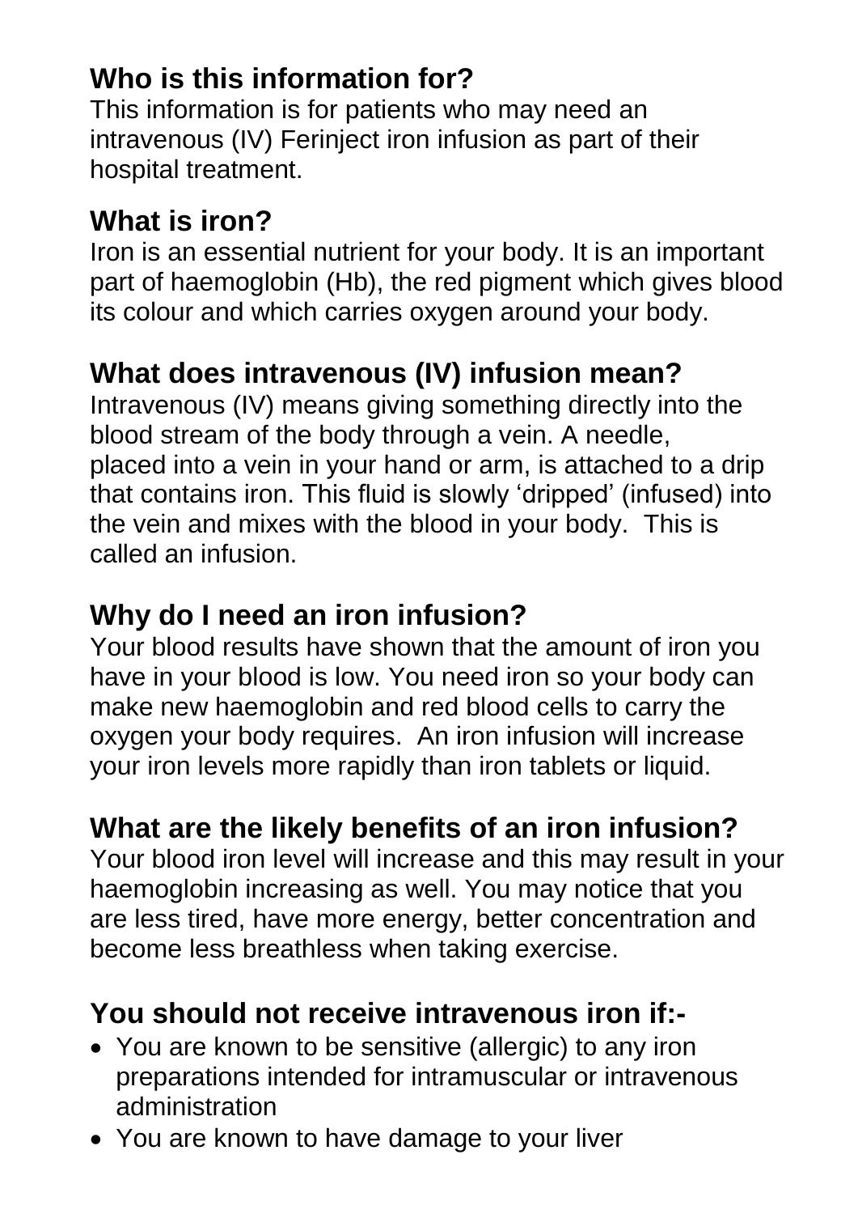## Who is this information for?

This information is for patients who may need an intravenous (IV) Ferinject iron infusion as part of their hospital treatment.

## What is iron?

Iron is an essential nutrient for your body. It is an important part of haemoglobin (Hb), the red pigment which gives blood its colour and which carries oxygen around your body.

## What does intravenous (IV) infusion mean?

Intravenous (IV) means giving something directly into the blood stream of the body through a vein. A needle, placed into a vein in your hand or arm, is attached to a drip that contains iron. This fluid is slowly 'dripped' (infused) into the vein and mixes with the blood in your body. This is called an infusion.

## Why do I need an iron infusion?

Your blood results have shown that the amount of iron you have in your blood is low. You need iron so your body can make new haemoglobin and red blood cells to carry the oxygen your body requires. An iron infusion will increase your iron levels more rapidly than iron tablets or liquid.

## What are the likely benefits of an iron infusion?

Your blood iron level will increase and this may result in your haemoglobin increasing as well. You may notice that you are less tired, have more energy, better concentration and become less breathless when taking exercise.

## You should not receive intravenous iron if:-

- You are known to be sensitive (allergic) to any iron preparations intended for intramuscular or intravenous administration
- You are known to have damage to your liver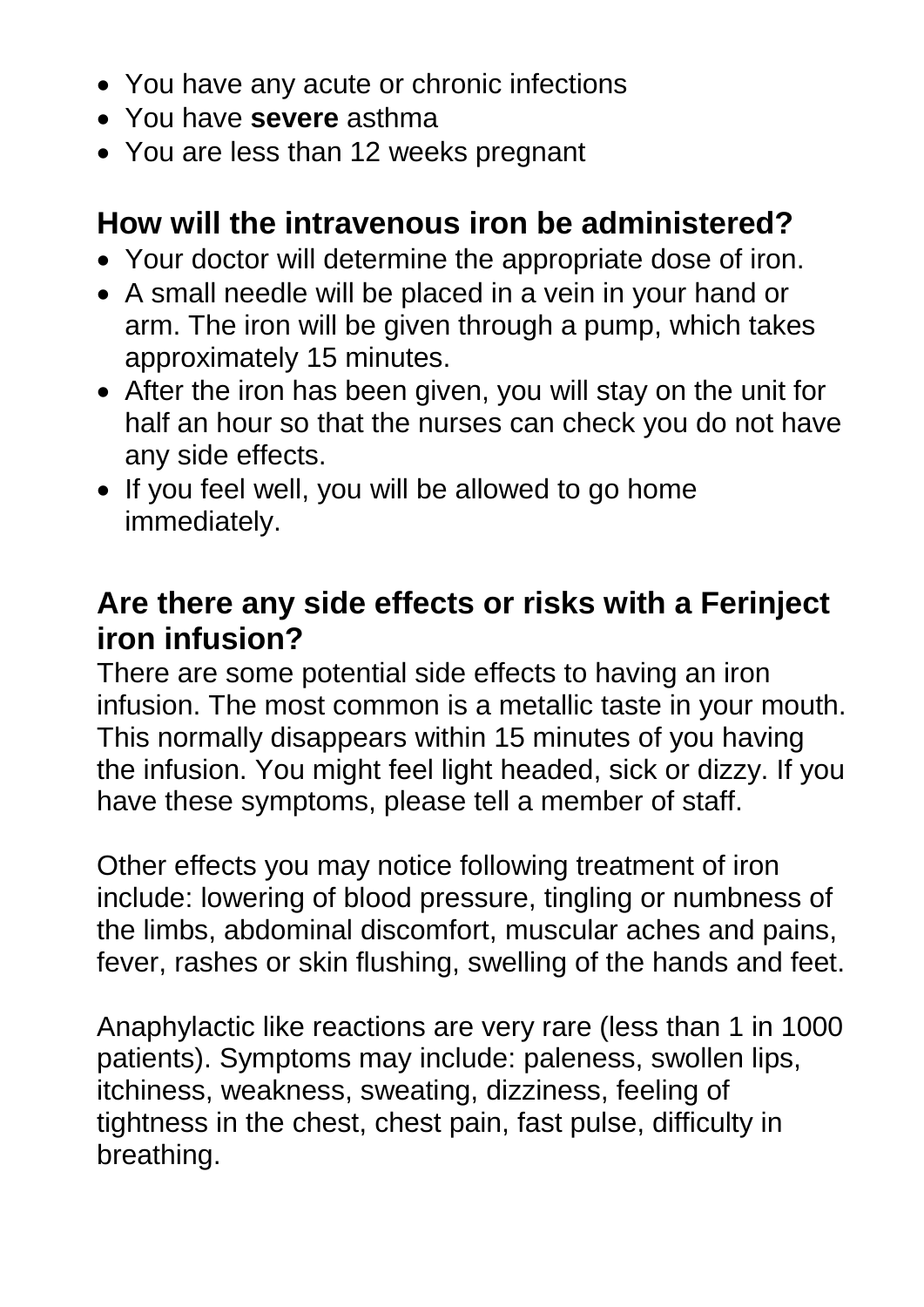- You have any acute or chronic infections
- You have **severe** asthma
- You are less than 12 weeks pregnant

## How will the intravenous iron be administered?

- Your doctor will determine the appropriate dose of iron.
- A small needle will be placed in a vein in your hand or arm. The iron will be given through a pump, which takes approximately 15 minutes.
- After the iron has been given, you will stay on the unit for half an hour so that the nurses can check you do not have any side effects.
- If you feel well, you will be allowed to go home immediately.

## Are there any side effects or risks with a Ferinject iron infusion?

There are some potential side effects to having an iron infusion. The most common is a metallic taste in your mouth. This normally disappears within 15 minutes of you having the infusion. You might feel light headed, sick or dizzy. If you have these symptoms, please tell a member of staff.

Other effects you may notice following treatment of iron include: lowering of blood pressure, tingling or numbness of the limbs, abdominal discomfort, muscular aches and pains, fever, rashes or skin flushing, swelling of the hands and feet.

Anaphylactic like reactions are very rare (less than 1 in 1000 patients). Symptoms may include: paleness, swollen lips, itchiness, weakness, sweating, dizziness, feeling of tightness in the chest, chest pain, fast pulse, difficulty in breathing.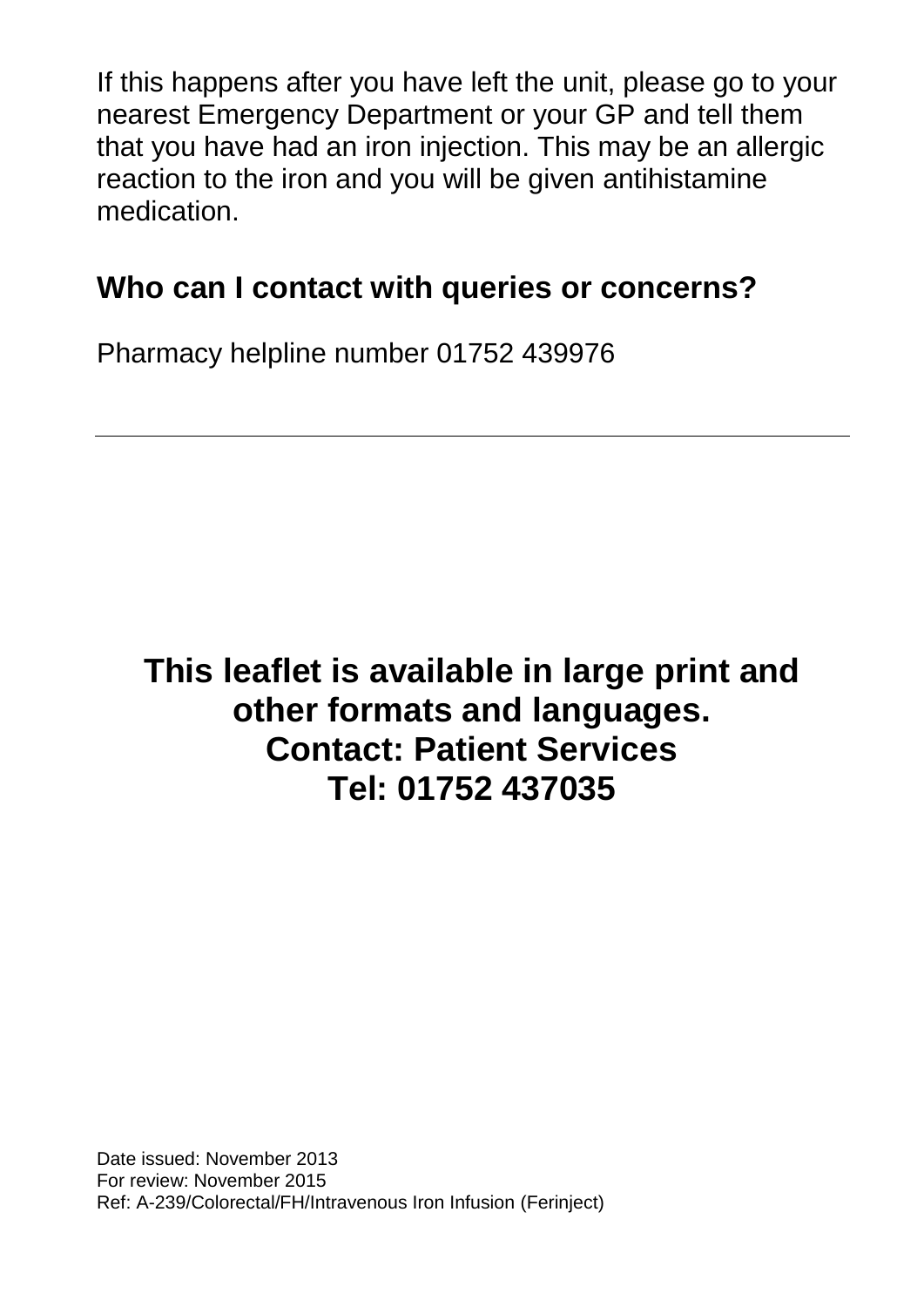If this happens after you have left the unit, please go to your nearest Emergency Department or your GP and tell them that you have had an iron injection. This may be an allergic reaction to the iron and you will be given antihistamine medication.

## Who can I contact with queries or concerns?

Pharmacy helpline number 01752 439976

---

**This leaflet is available in large print and other formats and languages.**
**Contact: Patient Services**
**Tel: 01752 437035**

Date issued: November 2013
For review: November 2015
Ref: A-239/Colorectal/FH/Intravenous Iron Infusion (Ferinject)